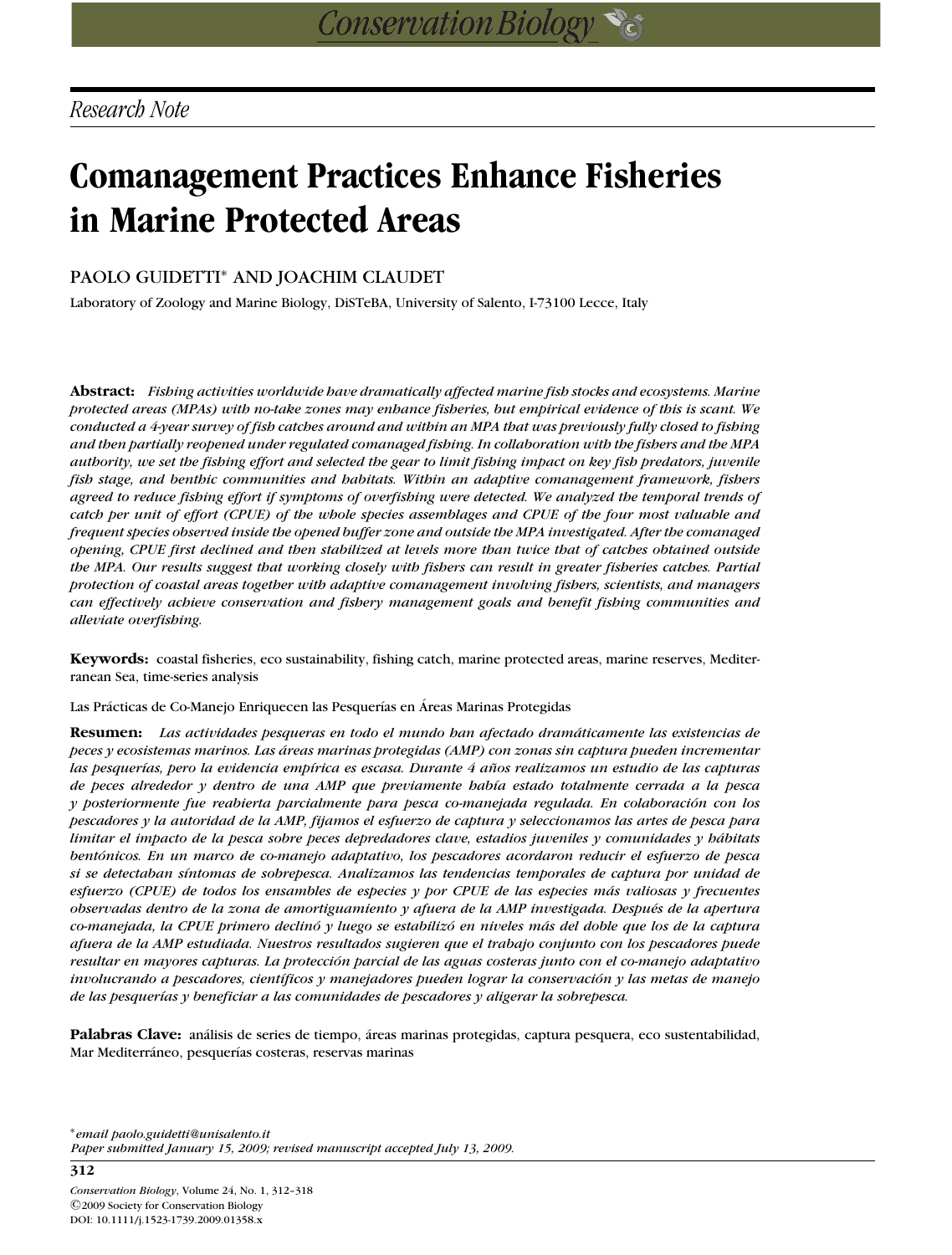*Research Note*

# Comanagement Practices Enhance Fisheries in Marine Protected Areas

PAOLO GUIDETTI* AND JOACHIM CLAUDET

Laboratory of Zoology and Marine Biology, DiSTeBA, University of Salento, I-73100 Lecce, Italy

**Abstract:** *Fishing activities worldwide have dramatically affected marine fish stocks and ecosystems. Marine protected areas (MPAs) with no-take zones may enhance fisheries, but empirical evidence of this is scant. We conducted a 4-year survey of fish catches around and within an MPA that was previously fully closed to fishing and then partially reopened under regulated comanaged fishing. In collaboration with the fishers and the MPA authority, we set the fishing effort and selected the gear to limit fishing impact on key fish predators, juvenile fish stage, and benthic communities and habitats. Within an adaptive comanagement framework, fishers agreed to reduce fishing effort if symptoms of overfishing were detected. We analyzed the temporal trends of catch per unit of effort (CPUE) of the whole species assemblages and CPUE of the four most valuable and frequent species observed inside the opened buffer zone and outside the MPA investigated. After the comanaged opening, CPUE first declined and then stabilized at levels more than twice that of catches obtained outside the MPA. Our results suggest that working closely with fishers can result in greater fisheries catches. Partial protection of coastal areas together with adaptive comanagement involving fishers, scientists, and managers can effectively achieve conservation and fishery management goals and benefit fishing communities and alleviate overfishing.*

**Keywords:** coastal fisheries, eco sustainability, fishing catch, marine protected areas, marine reserves, Mediterranean Sea, time-series analysis

Las Prácticas de Co-Manejo Enriquecen las Pesquerías en Áreas Marinas Protegidas

**Resumen:** *Las actividades pesqueras en todo el mundo han afectado dramáticamente las existencias de peces y ecosistemas marinos. Las áreas marinas protegidas (AMP) con zonas sin captura pueden incrementar las pesquerías, pero la evidencia empírica es escasa. Durante 4 años realizamos un estudio de las capturas de peces alrededor y dentro de una AMP que previamente había estado totalmente cerrada a la pesca y posteriormente fue reabierta parcialmente para pesca co-manejada regulada. En colaboración con los pescadores y la autoridad de la AMP, fijamos el esfuerzo de captura y seleccionamos las artes de pesca para limitar el impacto de la pesca sobre peces depredadores clave, estadios juveniles y comunidades y hábitats bentónicos. En un marco de co-manejo adaptativo, los pescadores acordaron reducir el esfuerzo de pesca si se detectaban síntomas de sobrepesca. Analizamos las tendencias temporales de captura por unidad de esfuerzo (CPUE) de todos los ensambles de especies y por CPUE de las especies más valiosas y frecuentes observadas dentro de la zona de amortiguamiento y afuera de la AMP investigada. Después de la apertura co-manejada, la CPUE primero declinó y luego se estabilizó en niveles más del doble que los de la captura afuera de la AMP estudiada. Nuestros resultados sugieren que el trabajo conjunto con los pescadores puede resultar en mayores capturas. La protección parcial de las aguas costeras junto con el co-manejo adaptativo involucrando a pescadores, científicos y manejadores pueden lograr la conservación y las metas de manejo de las pesquerías y beneficiar a las comunidades de pescadores y aligerar la sobrepesca.*

**Palabras Clave:** análisis de series de tiempo, áreas marinas protegidas, captura pesquera, eco sustentabilidad, Mar Mediterráneo, pesquerías costeras, reservas marinas

*email paolo.guidetti@unisalento.it
*Paper submitted January 15, 2009; revised manuscript accepted July 13, 2009.*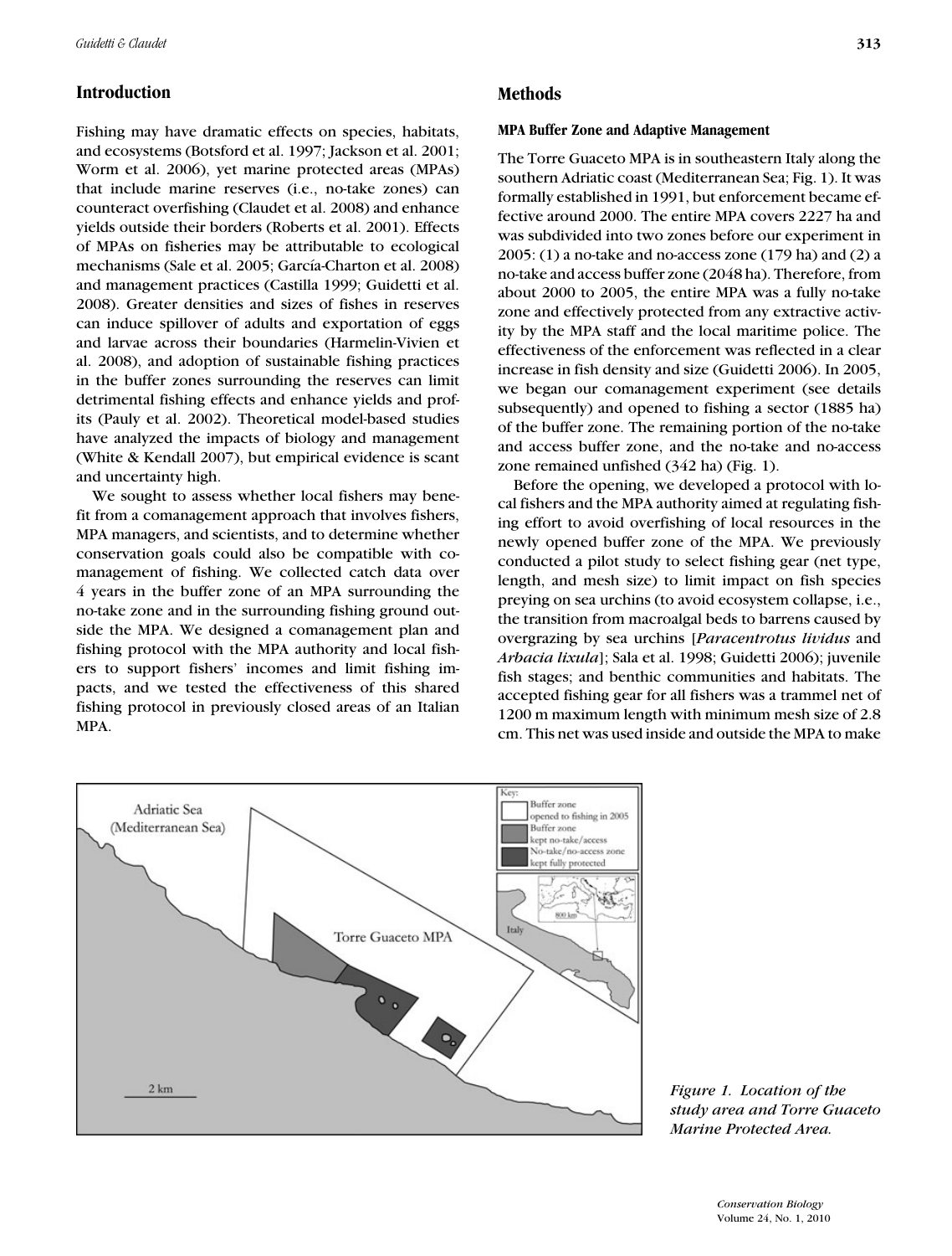## Introduction

Fishing may have dramatic effects on species, habitats, and ecosystems (Botsford et al. 1997; Jackson et al. 2001; Worm et al. 2006), yet marine protected areas (MPAs) that include marine reserves (i.e., no-take zones) can counteract overfishing (Claudet et al. 2008) and enhance yields outside their borders (Roberts et al. 2001). Effects of MPAs on fisheries may be attributable to ecological mechanisms (Sale et al. 2005; García-Charton et al. 2008) and management practices (Castilla 1999; Guidetti et al. 2008). Greater densities and sizes of fishes in reserves can induce spillover of adults and exportation of eggs and larvae across their boundaries (Harmelin-Vivien et al. 2008), and adoption of sustainable fishing practices in the buffer zones surrounding the reserves can limit detrimental fishing effects and enhance yields and profits (Pauly et al. 2002). Theoretical model-based studies have analyzed the impacts of biology and management (White & Kendall 2007), but empirical evidence is scant and uncertainty high.

We sought to assess whether local fishers may benefit from a comanagement approach that involves fishers, MPA managers, and scientists, and to determine whether conservation goals could also be compatible with comanagement of fishing. We collected catch data over 4 years in the buffer zone of an MPA surrounding the no-take zone and in the surrounding fishing ground outside the MPA. We designed a comanagement plan and fishing protocol with the MPA authority and local fishers to support fishers' incomes and limit fishing impacts, and we tested the effectiveness of this shared fishing protocol in previously closed areas of an Italian MPA.

## Methods

### MPA Buffer Zone and Adaptive Management

The Torre Guaceto MPA is in southeastern Italy along the southern Adriatic coast (Mediterranean Sea; Fig. 1). It was formally established in 1991, but enforcement became effective around 2000. The entire MPA covers 2227 ha and was subdivided into two zones before our experiment in 2005: (1) a no-take and no-access zone (179 ha) and (2) a no-take and access buffer zone (2048 ha). Therefore, from about 2000 to 2005, the entire MPA was a fully no-take zone and effectively protected from any extractive activity by the MPA staff and the local maritime police. The effectiveness of the enforcement was reflected in a clear increase in fish density and size (Guidetti 2006). In 2005, we began our comanagement experiment (see details subsequently) and opened to fishing a sector (1885 ha) of the buffer zone. The remaining portion of the no-take and access buffer zone, and the no-take and no-access zone remained unfished (342 ha) (Fig. 1).

Before the opening, we developed a protocol with local fishers and the MPA authority aimed at regulating fishing effort to avoid overfishing of local resources in the newly opened buffer zone of the MPA. We previously conducted a pilot study to select fishing gear (net type, length, and mesh size) to limit impact on fish species preying on sea urchins (to avoid ecosystem collapse, i.e., the transition from macroalgal beds to barrens caused by overgrazing by sea urchins [*Paracentrotus lividus* and *Arbacia lixula*]; Sala et al. 1998; Guidetti 2006); juvenile fish stages; and benthic communities and habitats. The accepted fishing gear for all fishers was a trammel net of 1200 m maximum length with minimum mesh size of 2.8 cm. This net was used inside and outside the MPA to make

*Figure 1. Location of the study area and Torre Guaceto Marine Protected Area.*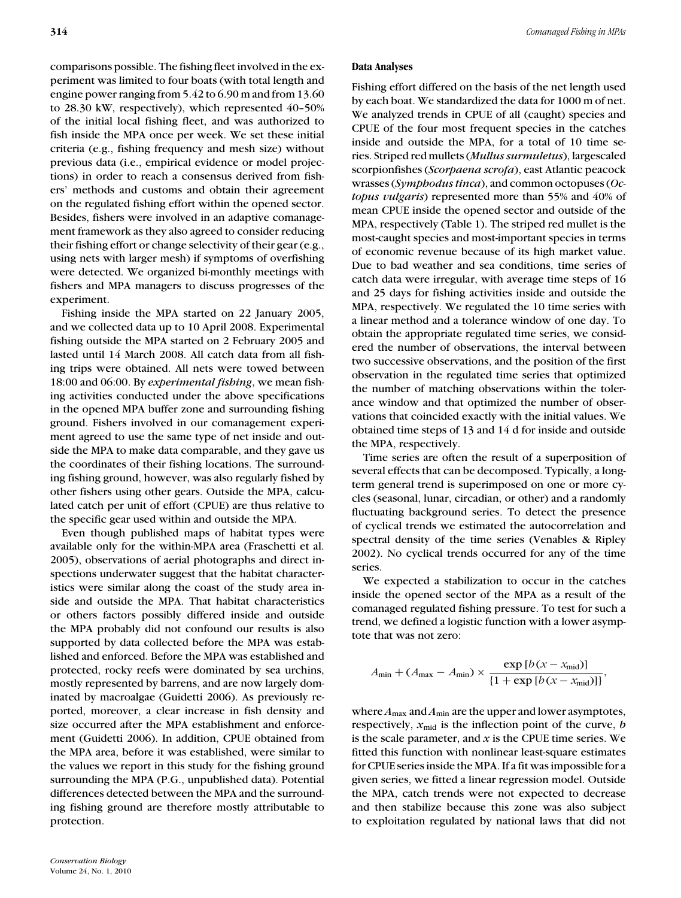comparisons possible. The fishing fleet involved in the experiment was limited to four boats (with total length and engine power ranging from 5.42 to 6.90 m and from 13.60 to 28.30 kW, respectively), which represented 40–50% of the initial local fishing fleet, and was authorized to fish inside the MPA once per week. We set these initial criteria (e.g., fishing frequency and mesh size) without previous data (i.e., empirical evidence or model projections) in order to reach a consensus derived from fishers' methods and customs and obtain their agreement on the regulated fishing effort within the opened sector. Besides, fishers were involved in an adaptive comanagement framework as they also agreed to consider reducing their fishing effort or change selectivity of their gear (e.g., using nets with larger mesh) if symptoms of overfishing were detected. We organized bi-monthly meetings with fishers and MPA managers to discuss progresses of the experiment.

Fishing inside the MPA started on 22 January 2005, and we collected data up to 10 April 2008. Experimental fishing outside the MPA started on 2 February 2005 and lasted until 14 March 2008. All catch data from all fishing trips were obtained. All nets were towed between 18:00 and 06:00. By *experimental fishing*, we mean fishing activities conducted under the above specifications in the opened MPA buffer zone and surrounding fishing ground. Fishers involved in our comanagement experiment agreed to use the same type of net inside and outside the MPA to make data comparable, and they gave us the coordinates of their fishing locations. The surrounding fishing ground, however, was also regularly fished by other fishers using other gears. Outside the MPA, calculated catch per unit of effort (CPUE) are thus relative to the specific gear used within and outside the MPA.

Even though published maps of habitat types were available only for the within-MPA area (Fraschetti et al. 2005), observations of aerial photographs and direct inspections underwater suggest that the habitat characteristics were similar along the coast of the study area inside and outside the MPA. That habitat characteristics or others factors possibly differed inside and outside the MPA probably did not confound our results is also supported by data collected before the MPA was established and enforced. Before the MPA was established and protected, rocky reefs were dominated by sea urchins, mostly represented by barrens, and are now largely dominated by macroalgae (Guidetti 2006). As previously reported, moreover, a clear increase in fish density and size occurred after the MPA establishment and enforcement (Guidetti 2006). In addition, CPUE obtained from the MPA area, before it was established, were similar to the values we report in this study for the fishing ground surrounding the MPA (P.G., unpublished data). Potential differences detected between the MPA and the surrounding fishing ground are therefore mostly attributable to protection.

### Data Analyses

Fishing effort differed on the basis of the net length used by each boat. We standardized the data for 1000 m of net. We analyzed trends in CPUE of all (caught) species and CPUE of the four most frequent species in the catches inside and outside the MPA, for a total of 10 time series. Striped red mullets (*Mullus surmuletus*), largescaled scorpionfishes (*Scorpaena scrofa*), east Atlantic peacock wrasses (*Symphodus tinca*), and common octopuses (*Octopus vulgaris*) represented more than 55% and 40% of mean CPUE inside the opened sector and outside of the MPA, respectively (Table 1). The striped red mullet is the most-caught species and most-important species in terms of economic revenue because of its high market value. Due to bad weather and sea conditions, time series of catch data were irregular, with average time steps of 16 and 25 days for fishing activities inside and outside the MPA, respectively. We regulated the 10 time series with a linear method and a tolerance window of one day. To obtain the appropriate regulated time series, we considered the number of observations, the interval between two successive observations, and the position of the first observation in the regulated time series that optimized the number of matching observations within the tolerance window and that optimized the number of observations that coincided exactly with the initial values. We obtained time steps of 13 and 14 d for inside and outside the MPA, respectively.

Time series are often the result of a superposition of several effects that can be decomposed. Typically, a long-term general trend is superimposed on one or more cycles (seasonal, lunar, circadian, or other) and a randomly fluctuating background series. To detect the presence of cyclical trends we estimated the autocorrelation and spectral density of the time series (Venables & Ripley 2002). No cyclical trends occurred for any of the time series.

We expected a stabilization to occur in the catches inside the opened sector of the MPA as a result of the comanaged regulated fishing pressure. To test for such a trend, we defined a logistic function with a lower asymptote that was not zero:

$$A_{\min} + (A_{\max} - A_{\min}) \times \frac{\exp\left[b(x - x_{\text{mid}})\right]}{\{1 + \exp\left[b(x - x_{\text{mid}})\right]\}},$$

where $A_{\max}$ and $A_{\min}$ are the upper and lower asymptotes, respectively, $x_{\text{mid}}$ is the inflection point of the curve, $b$ is the scale parameter, and $x$ is the CPUE time series. We fitted this function with nonlinear least-square estimates for CPUE series inside the MPA. If a fit was impossible for a given series, we fitted a linear regression model. Outside the MPA, catch trends were not expected to decrease and then stabilize because this zone was also subject to exploitation regulated by national laws that did not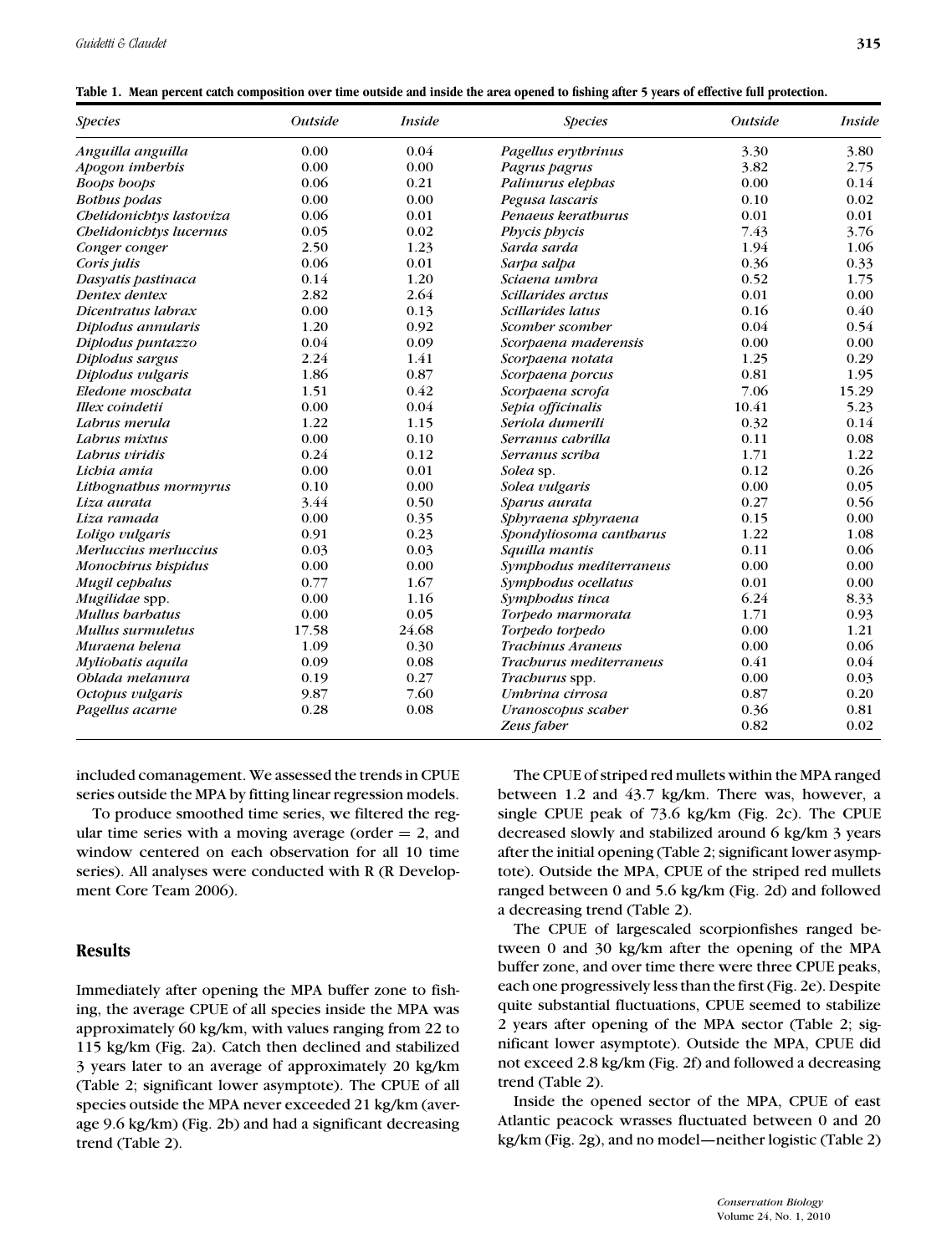**Table 1. Mean percent catch composition over time outside and inside the area opened to fishing after 5 years of effective full protection.**

| *Species* | *Outside* | *Inside* | *Species* | *Outside* | *Inside* |
|---|---|---|---|---|---|
| *Anguilla anguilla* | 0.00 | 0.04 | *Pagellus erythrinus* | 3.30 | 3.80 |
| *Apogon imberbis* | 0.00 | 0.00 | *Pagrus pagrus* | 3.82 | 2.75 |
| *Boops boops* | 0.06 | 0.21 | *Palinurus elephas* | 0.00 | 0.14 |
| *Bothus podas* | 0.00 | 0.00 | *Pegusa lascaris* | 0.10 | 0.02 |
| *Chelidonichtys lastoviza* | 0.06 | 0.01 | *Penaeus kerathurus* | 0.01 | 0.01 |
| *Chelidonichtys lucernus* | 0.05 | 0.02 | *Phycis phycis* | 7.43 | 3.76 |
| *Conger conger* | 2.50 | 1.23 | *Sarda sarda* | 1.94 | 1.06 |
| *Coris julis* | 0.06 | 0.01 | *Sarpa salpa* | 0.36 | 0.33 |
| *Dasyatis pastinaca* | 0.14 | 1.20 | *Sciaena umbra* | 0.52 | 1.75 |
| *Dentex dentex* | 2.82 | 2.64 | *Scillarides arctus* | 0.01 | 0.00 |
| *Dicentratus labrax* | 0.00 | 0.13 | *Scillarides latus* | 0.16 | 0.40 |
| *Diplodus annularis* | 1.20 | 0.92 | *Scomber scomber* | 0.04 | 0.54 |
| *Diplodus puntazzo* | 0.04 | 0.09 | *Scorpaena maderensis* | 0.00 | 0.00 |
| *Diplodus sargus* | 2.24 | 1.41 | *Scorpaena notata* | 1.25 | 0.29 |
| *Diplodus vulgaris* | 1.86 | 0.87 | *Scorpaena porcus* | 0.81 | 1.95 |
| *Eledone moschata* | 1.51 | 0.42 | *Scorpaena scrofa* | 7.06 | 15.29 |
| *Illex coindetii* | 0.00 | 0.04 | *Sepia officinalis* | 10.41 | 5.23 |
| *Labrus merula* | 1.22 | 1.15 | *Seriola dumerili* | 0.32 | 0.14 |
| *Labrus mixtus* | 0.00 | 0.10 | *Serranus cabrilla* | 0.11 | 0.08 |
| *Labrus viridis* | 0.24 | 0.12 | *Serranus scriba* | 1.71 | 1.22 |
| *Lichia amia* | 0.00 | 0.01 | *Solea* sp. | 0.12 | 0.26 |
| *Lithognathus mormyrus* | 0.10 | 0.00 | *Solea vulgaris* | 0.00 | 0.05 |
| *Liza aurata* | 3.44 | 0.50 | *Sparus aurata* | 0.27 | 0.56 |
| *Liza ramada* | 0.00 | 0.35 | *Sphyraena sphyraena* | 0.15 | 0.00 |
| *Loligo vulgaris* | 0.91 | 0.23 | *Spondyliosoma cantharus* | 1.22 | 1.08 |
| *Merluccius merluccius* | 0.03 | 0.03 | *Squilla mantis* | 0.11 | 0.06 |
| *Monochirus hispidus* | 0.00 | 0.00 | *Symphodus mediterraneus* | 0.00 | 0.00 |
| *Mugil cephalus* | 0.77 | 1.67 | *Symphodus ocellatus* | 0.01 | 0.00 |
| *Mugilidae* spp. | 0.00 | 1.16 | *Symphodus tinca* | 6.24 | 8.33 |
| *Mullus barbatus* | 0.00 | 0.05 | *Torpedo marmorata* | 1.71 | 0.93 |
| *Mullus surmuletus* | 17.58 | 24.68 | *Torpedo torpedo* | 0.00 | 1.21 |
| *Muraena helena* | 1.09 | 0.30 | *Trachinus Araneus* | 0.00 | 0.06 |
| *Myliobatis aquila* | 0.09 | 0.08 | *Trachurus mediterraneus* | 0.41 | 0.04 |
| *Oblada melanura* | 0.19 | 0.27 | *Trachurus* spp. | 0.00 | 0.03 |
| *Octopus vulgaris* | 9.87 | 7.60 | *Umbrina cirrosa* | 0.87 | 0.20 |
| *Pagellus acarne* | 0.28 | 0.08 | *Uranoscopus scaber* | 0.36 | 0.81 |
| | | | *Zeus faber* | 0.82 | 0.02 |

included comanagement. We assessed the trends in CPUE series outside the MPA by fitting linear regression models.

To produce smoothed time series, we filtered the regular time series with a moving average (order = 2, and window centered on each observation for all 10 time series). All analyses were conducted with R (R Development Core Team 2006).

## Results

Immediately after opening the MPA buffer zone to fishing, the average CPUE of all species inside the MPA was approximately 60 kg/km, with values ranging from 22 to 115 kg/km (Fig. 2a). Catch then declined and stabilized 3 years later to an average of approximately 20 kg/km (Table 2; significant lower asymptote). The CPUE of all species outside the MPA never exceeded 21 kg/km (average 9.6 kg/km) (Fig. 2b) and had a significant decreasing trend (Table 2).

The CPUE of striped red mullets within the MPA ranged between 1.2 and 43.7 kg/km. There was, however, a single CPUE peak of 73.6 kg/km (Fig. 2c). The CPUE decreased slowly and stabilized around 6 kg/km 3 years after the initial opening (Table 2; significant lower asymptote). Outside the MPA, CPUE of the striped red mullets ranged between 0 and 5.6 kg/km (Fig. 2d) and followed a decreasing trend (Table 2).

The CPUE of largescaled scorpionfishes ranged between 0 and 30 kg/km after the opening of the MPA buffer zone, and over time there were three CPUE peaks, each one progressively less than the first (Fig. 2e). Despite quite substantial fluctuations, CPUE seemed to stabilize 2 years after opening of the MPA sector (Table 2; significant lower asymptote). Outside the MPA, CPUE did not exceed 2.8 kg/km (Fig. 2f) and followed a decreasing trend (Table 2).

Inside the opened sector of the MPA, CPUE of east Atlantic peacock wrasses fluctuated between 0 and 20 kg/km (Fig. 2g), and no model—neither logistic (Table 2)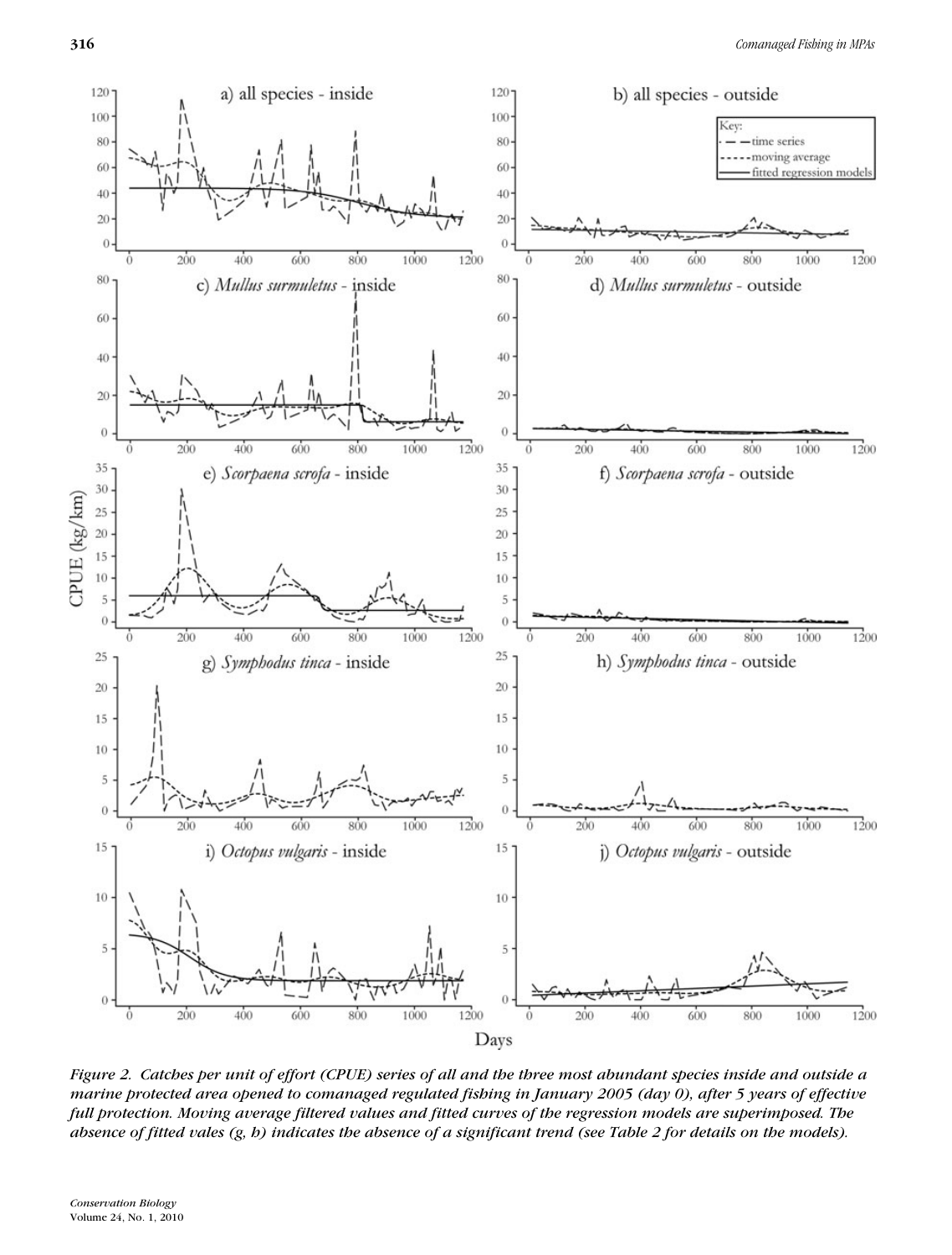*Figure 2. Catches per unit of effort (CPUE) series of all and the three most abundant species inside and outside a marine protected area opened to comanaged regulated fishing in January 2005 (day 0), after 5 years of effective full protection. Moving average filtered values and fitted curves of the regression models are superimposed. The absence of fitted vales (g, h) indicates the absence of a significant trend (see Table 2 for details on the models).*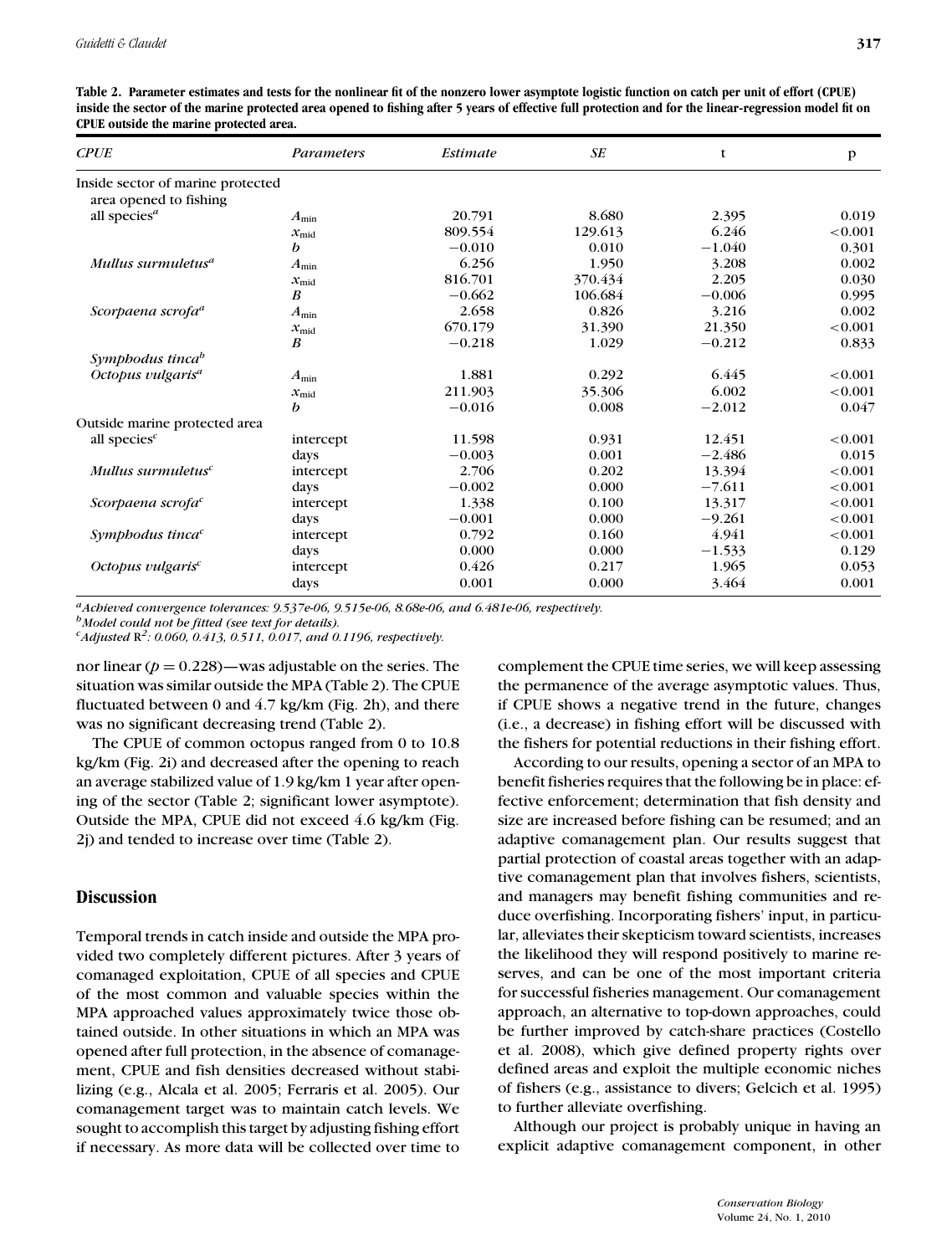**Table 2. Parameter estimates and tests for the nonlinear fit of the nonzero lower asymptote logistic function on catch per unit of effort (CPUE) inside the sector of the marine protected area opened to fishing after 5 years of effective full protection and for the linear-regression model fit on CPUE outside the marine protected area.**

| *CPUE* | *Parameters* | *Estimate* | *SE* | t | p |
|---|---|---|---|---|---|
| Inside sector of marine protected area opened to fishing | | | | | |
| all species[a] | $A_{\min}$ | 20.791 | 8.680 | 2.395 | 0.019 |
| | $x_{\text{mid}}$ | 809.554 | 129.613 | 6.246 | <0.001 |
| | $b$ | −0.010 | 0.010 | −1.040 | 0.301 |
| *Mullus surmuletus*[a] | $A_{\min}$ | 6.256 | 1.950 | 3.208 | 0.002 |
| | $x_{\text{mid}}$ | 816.701 | 370.434 | 2.205 | 0.030 |
| | $B$ | −0.662 | 106.684 | −0.006 | 0.995 |
| *Scorpaena scrofa*[a] | $A_{\min}$ | 2.658 | 0.826 | 3.216 | 0.002 |
| | $x_{\text{mid}}$ | 670.179 | 31.390 | 21.350 | <0.001 |
| | $B$ | −0.218 | 1.029 | −0.212 | 0.833 |
| *Symphodus tinca*[b] | | | | | |
| *Octopus vulgaris*[a] | $A_{\min}$ | 1.881 | 0.292 | 6.445 | <0.001 |
| | $x_{\text{mid}}$ | 211.903 | 35.306 | 6.002 | <0.001 |
| | $b$ | −0.016 | 0.008 | −2.012 | 0.047 |
| Outside marine protected area | | | | | |
| all species[c] | intercept | 11.598 | 0.931 | 12.451 | <0.001 |
| | days | −0.003 | 0.001 | −2.486 | 0.015 |
| *Mullus surmuletus*[c] | intercept | 2.706 | 0.202 | 13.394 | <0.001 |
| | days | −0.002 | 0.000 | −7.611 | <0.001 |
| *Scorpaena scrofa*[c] | intercept | 1.338 | 0.100 | 13.317 | <0.001 |
| | days | −0.001 | 0.000 | −9.261 | <0.001 |
| *Symphodus tinca*[c] | intercept | 0.792 | 0.160 | 4.941 | <0.001 |
| | days | 0.000 | 0.000 | −1.533 | 0.129 |
| *Octopus vulgaris*[c] | intercept | 0.426 | 0.217 | 1.965 | 0.053 |
| | days | 0.001 | 0.000 | 3.464 | 0.001 |

[a]*Achieved convergence tolerances: 9.537e-06, 9.515e-06, 8.68e-06, and 6.481e-06, respectively.*
[b]*Model could not be fitted (see text for details).*
[c]*Adjusted $R^2$: 0.060, 0.413, 0.511, 0.017, and 0.1196, respectively.*

nor linear ($p = 0.228$)—was adjustable on the series. The situation was similar outside the MPA (Table 2). The CPUE fluctuated between 0 and 4.7 kg/km (Fig. 2h), and there was no significant decreasing trend (Table 2).

The CPUE of common octopus ranged from 0 to 10.8 kg/km (Fig. 2i) and decreased after the opening to reach an average stabilized value of 1.9 kg/km 1 year after opening of the sector (Table 2; significant lower asymptote). Outside the MPA, CPUE did not exceed 4.6 kg/km (Fig. 2j) and tended to increase over time (Table 2).

## Discussion

Temporal trends in catch inside and outside the MPA provided two completely different pictures. After 3 years of comanaged exploitation, CPUE of all species and CPUE of the most common and valuable species within the MPA approached values approximately twice those obtained outside. In other situations in which an MPA was opened after full protection, in the absence of comanagement, CPUE and fish densities decreased without stabilizing (e.g., Alcala et al. 2005; Ferraris et al. 2005). Our comanagement target was to maintain catch levels. We sought to accomplish this target by adjusting fishing effort if necessary. As more data will be collected over time to complement the CPUE time series, we will keep assessing the permanence of the average asymptotic values. Thus, if CPUE shows a negative trend in the future, changes (i.e., a decrease) in fishing effort will be discussed with the fishers for potential reductions in their fishing effort.

According to our results, opening a sector of an MPA to benefit fisheries requires that the following be in place: effective enforcement; determination that fish density and size are increased before fishing can be resumed; and an adaptive comanagement plan. Our results suggest that partial protection of coastal areas together with an adaptive comanagement plan that involves fishers, scientists, and managers may benefit fishing communities and reduce overfishing. Incorporating fishers' input, in particular, alleviates their skepticism toward scientists, increases the likelihood they will respond positively to marine reserves, and can be one of the most important criteria for successful fisheries management. Our comanagement approach, an alternative to top-down approaches, could be further improved by catch-share practices (Costello et al. 2008), which give defined property rights over defined areas and exploit the multiple economic niches of fishers (e.g., assistance to divers; Gelcich et al. 1995) to further alleviate overfishing.

Although our project is probably unique in having an explicit adaptive comanagement component, in other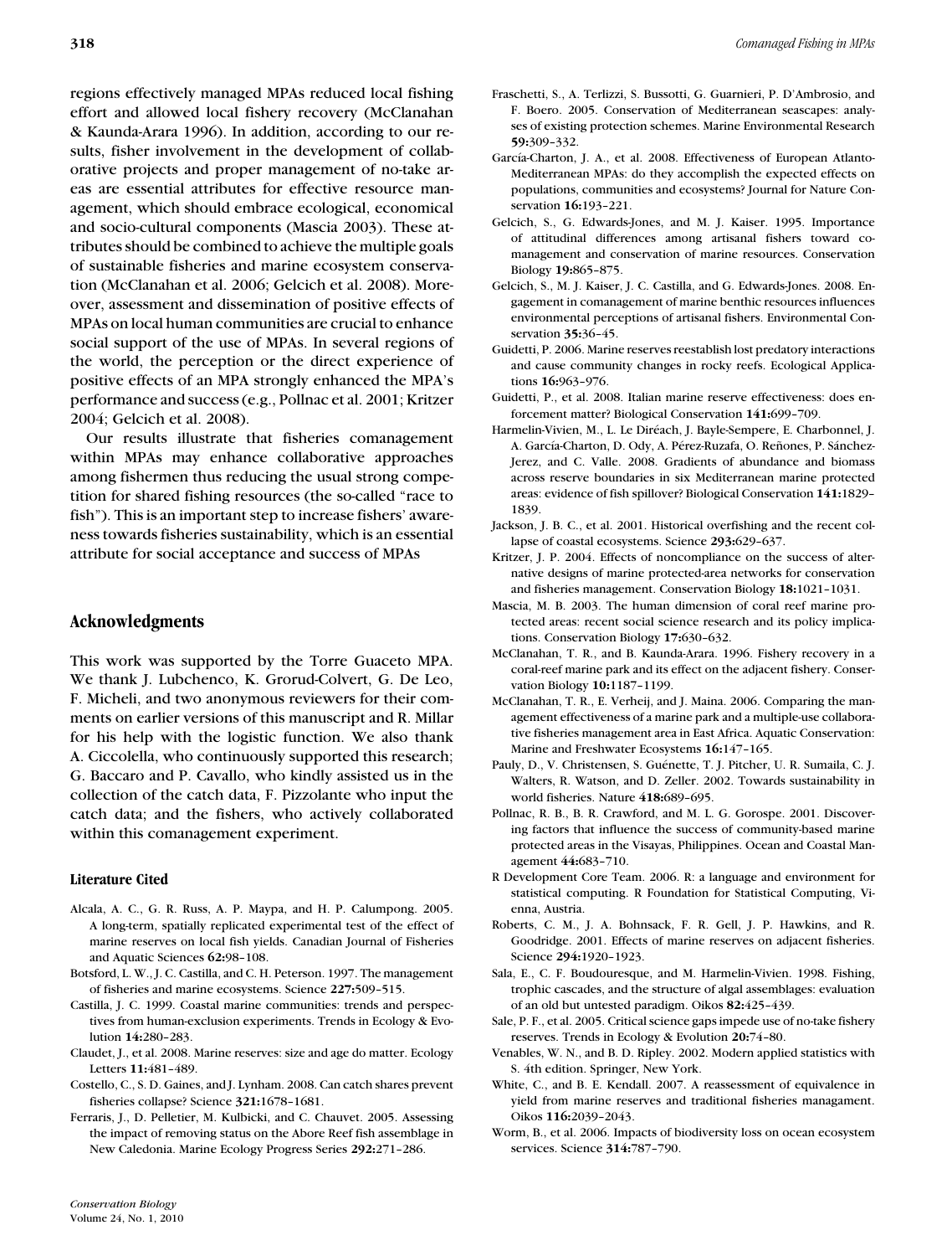regions effectively managed MPAs reduced local fishing effort and allowed local fishery recovery (McClanahan & Kaunda-Arara 1996). In addition, according to our results, fisher involvement in the development of collaborative projects and proper management of no-take areas are essential attributes for effective resource management, which should embrace ecological, economical and socio-cultural components (Mascia 2003). These attributes should be combined to achieve the multiple goals of sustainable fisheries and marine ecosystem conservation (McClanahan et al. 2006; Gelcich et al. 2008). Moreover, assessment and dissemination of positive effects of MPAs on local human communities are crucial to enhance social support of the use of MPAs. In several regions of the world, the perception or the direct experience of positive effects of an MPA strongly enhanced the MPA's performance and success (e.g., Pollnac et al. 2001; Kritzer 2004; Gelcich et al. 2008).

Our results illustrate that fisheries comanagement within MPAs may enhance collaborative approaches among fishermen thus reducing the usual strong competition for shared fishing resources (the so-called "race to fish"). This is an important step to increase fishers' awareness towards fisheries sustainability, which is an essential attribute for social acceptance and success of MPAs

## Acknowledgments

This work was supported by the Torre Guaceto MPA. We thank J. Lubchenco, K. Grorud-Colvert, G. De Leo, F. Micheli, and two anonymous reviewers for their comments on earlier versions of this manuscript and R. Millar for his help with the logistic function. We also thank A. Ciccolella, who continuously supported this research; G. Baccaro and P. Cavallo, who kindly assisted us in the collection of the catch data, F. Pizzolante who input the catch data; and the fishers, who actively collaborated within this comanagement experiment.

### Literature Cited

Alcala, A. C., G. R. Russ, A. P. Maypa, and H. P. Calumpong. 2005. A long-term, spatially replicated experimental test of the effect of marine reserves on local fish yields. Canadian Journal of Fisheries and Aquatic Sciences **62:**98–108.

Botsford, L. W., J. C. Castilla, and C. H. Peterson. 1997. The management of fisheries and marine ecosystems. Science **227:**509–515.

Castilla, J. C. 1999. Coastal marine communities: trends and perspectives from human-exclusion experiments. Trends in Ecology & Evolution **14:**280–283.

Claudet, J., et al. 2008. Marine reserves: size and age do matter. Ecology Letters **11:**481–489.

Costello, C., S. D. Gaines, and J. Lynham. 2008. Can catch shares prevent fisheries collapse? Science **321:**1678–1681.

Ferraris, J., D. Pelletier, M. Kulbicki, and C. Chauvet. 2005. Assessing the impact of removing status on the Abore Reef fish assemblage in New Caledonia. Marine Ecology Progress Series **292:**271–286.

Fraschetti, S., A. Terlizzi, S. Bussotti, G. Guarnieri, P. D'Ambrosio, and F. Boero. 2005. Conservation of Mediterranean seascapes: analyses of existing protection schemes. Marine Environmental Research **59:**309–332.

García-Charton, J. A., et al. 2008. Effectiveness of European Atlanto-Mediterranean MPAs: do they accomplish the expected effects on populations, communities and ecosystems? Journal for Nature Conservation **16:**193–221.

Gelcich, S., G. Edwards-Jones, and M. J. Kaiser. 1995. Importance of attitudinal differences among artisanal fishers toward comanagement and conservation of marine resources. Conservation Biology **19:**865–875.

Gelcich, S., M. J. Kaiser, J. C. Castilla, and G. Edwards-Jones. 2008. Engagement in comanagement of marine benthic resources influences environmental perceptions of artisanal fishers. Environmental Conservation **35:**36–45.

Guidetti, P. 2006. Marine reserves reestablish lost predatory interactions and cause community changes in rocky reefs. Ecological Applications **16:**963–976.

Guidetti, P., et al. 2008. Italian marine reserve effectiveness: does enforcement matter? Biological Conservation **141:**699–709.

Harmelin-Vivien, M., L. Le Diréach, J. Bayle-Sempere, E. Charbonnel, J. A. García-Charton, D. Ody, A. Pérez-Ruzafa, O. Reñones, P. Sánchez-Jerez, and C. Valle. 2008. Gradients of abundance and biomass across reserve boundaries in six Mediterranean marine protected areas: evidence of fish spillover? Biological Conservation **141:**1829–1839.

Jackson, J. B. C., et al. 2001. Historical overfishing and the recent collapse of coastal ecosystems. Science **293:**629–637.

Kritzer, J. P. 2004. Effects of noncompliance on the success of alternative designs of marine protected-area networks for conservation and fisheries management. Conservation Biology **18:**1021–1031.

Mascia, M. B. 2003. The human dimension of coral reef marine protected areas: recent social science research and its policy implications. Conservation Biology **17:**630–632.

McClanahan, T. R., and B. Kaunda-Arara. 1996. Fishery recovery in a coral-reef marine park and its effect on the adjacent fishery. Conservation Biology **10:**1187–1199.

McClanahan, T. R., E. Verheij, and J. Maina. 2006. Comparing the management effectiveness of a marine park and a multiple-use collaborative fisheries management area in East Africa. Aquatic Conservation: Marine and Freshwater Ecosystems **16:**147–165.

Pauly, D., V. Christensen, S. Guénette, T. J. Pitcher, U. R. Sumaila, C. J. Walters, R. Watson, and D. Zeller. 2002. Towards sustainability in world fisheries. Nature **418:**689–695.

Pollnac, R. B., B. R. Crawford, and M. L. G. Gorospe. 2001. Discovering factors that influence the success of community-based marine protected areas in the Visayas, Philippines. Ocean and Coastal Management **44:**683–710.

R Development Core Team. 2006. R: a language and environment for statistical computing. R Foundation for Statistical Computing, Vienna, Austria.

Roberts, C. M., J. A. Bohnsack, F. R. Gell, J. P. Hawkins, and R. Goodridge. 2001. Effects of marine reserves on adjacent fisheries. Science **294:**1920–1923.

Sala, E., C. F. Boudouresque, and M. Harmelin-Vivien. 1998. Fishing, trophic cascades, and the structure of algal assemblages: evaluation of an old but untested paradigm. Oikos **82:**425–439.

Sale, P. F., et al. 2005. Critical science gaps impede use of no-take fishery reserves. Trends in Ecology & Evolution **20:**74–80.

Venables, W. N., and B. D. Ripley. 2002. Modern applied statistics with S. 4th edition. Springer, New York.

White, C., and B. E. Kendall. 2007. A reassessment of equivalence in yield from marine reserves and traditional fisheries managament. Oikos **116:**2039–2043.

Worm, B., et al. 2006. Impacts of biodiversity loss on ocean ecosystem services. Science **314:**787–790.